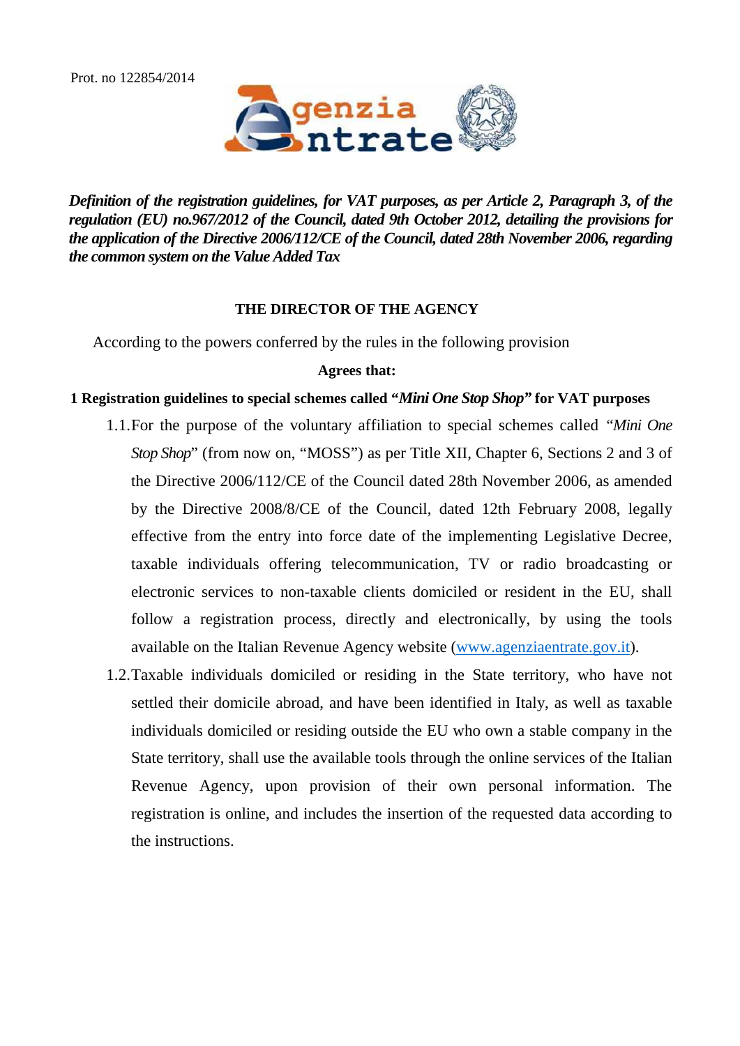Prot. no 122854/2014

***Definition of the registration guidelines, for VAT purposes, as per Article 2, Paragraph 3, of the regulation (EU) no.967/2012 of the Council, dated 9th October 2012, detailing the provisions for the application of the Directive 2006/112/CE of the Council, dated 28th November 2006, regarding the common system on the Value Added Tax***

**THE DIRECTOR OF THE AGENCY**

According to the powers conferred by the rules in the following provision

**Agrees that:**

**1 Registration guidelines to special schemes called "*Mini One Stop Shop*" for VAT purposes**

1.1. For the purpose of the voluntary affiliation to special schemes called "*Mini One Stop Shop*" (from now on, "MOSS") as per Title XII, Chapter 6, Sections 2 and 3 of the Directive 2006/112/CE of the Council dated 28th November 2006, as amended by the Directive 2008/8/CE of the Council, dated 12th February 2008, legally effective from the entry into force date of the implementing Legislative Decree, taxable individuals offering telecommunication, TV or radio broadcasting or electronic services to non-taxable clients domiciled or resident in the EU, shall follow a registration process, directly and electronically, by using the tools available on the Italian Revenue Agency website (www.agenziaentrate.gov.it).

1.2. Taxable individuals domiciled or residing in the State territory, who have not settled their domicile abroad, and have been identified in Italy, as well as taxable individuals domiciled or residing outside the EU who own a stable company in the State territory, shall use the available tools through the online services of the Italian Revenue Agency, upon provision of their own personal information. The registration is online, and includes the insertion of the requested data according to the instructions.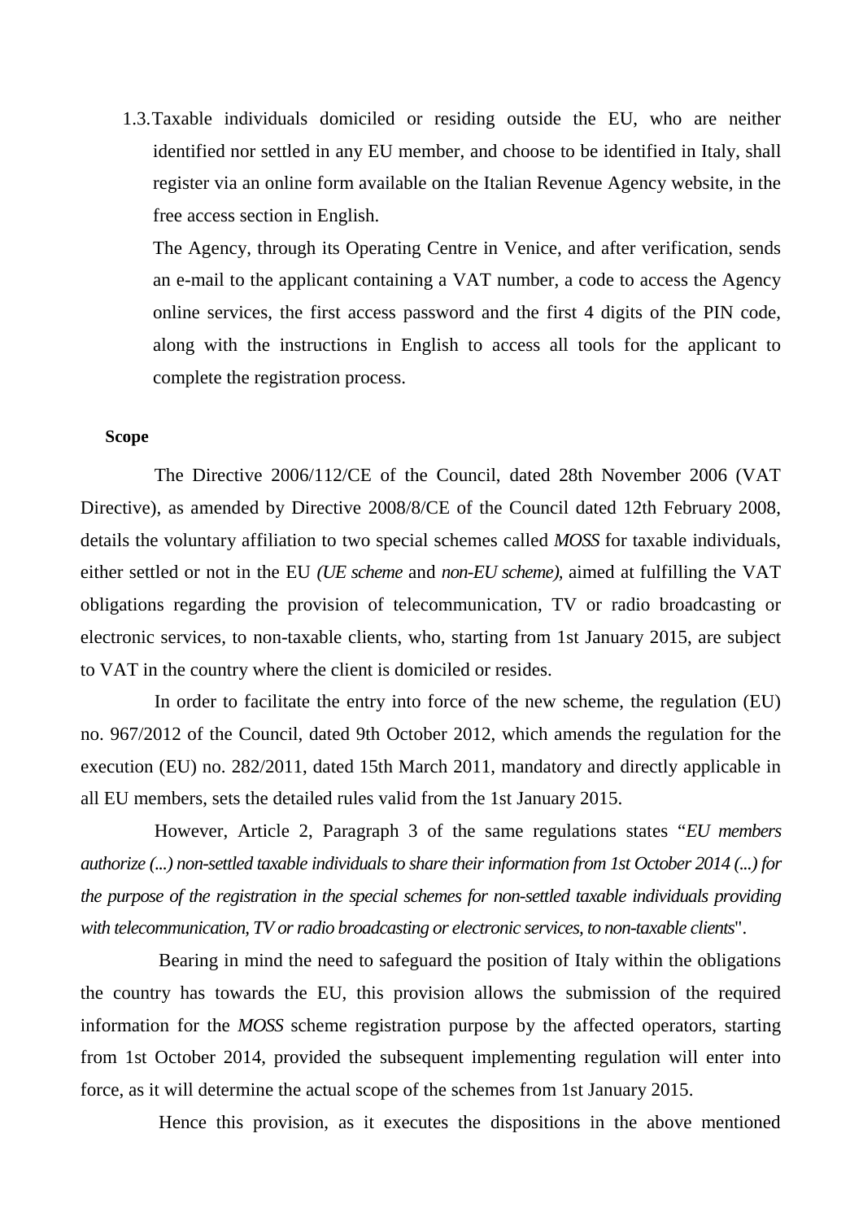1.3. Taxable individuals domiciled or residing outside the EU, who are neither identified nor settled in any EU member, and choose to be identified in Italy, shall register via an online form available on the Italian Revenue Agency website, in the free access section in English.

   The Agency, through its Operating Centre in Venice, and after verification, sends an e-mail to the applicant containing a VAT number, a code to access the Agency online services, the first access password and the first 4 digits of the PIN code, along with the instructions in English to access all tools for the applicant to complete the registration process.

**Scope**

The Directive 2006/112/CE of the Council, dated 28th November 2006 (VAT Directive), as amended by Directive 2008/8/CE of the Council dated 12th February 2008, details the voluntary affiliation to two special schemes called *MOSS* for taxable individuals, either settled or not in the EU *(UE scheme* and *non-EU scheme),* aimed at fulfilling the VAT obligations regarding the provision of telecommunication, TV or radio broadcasting or electronic services, to non-taxable clients, who, starting from 1st January 2015, are subject to VAT in the country where the client is domiciled or resides.

In order to facilitate the entry into force of the new scheme, the regulation (EU) no. 967/2012 of the Council, dated 9th October 2012, which amends the regulation for the execution (EU) no. 282/2011, dated 15th March 2011, mandatory and directly applicable in all EU members, sets the detailed rules valid from the 1st January 2015.

However, Article 2, Paragraph 3 of the same regulations states "*EU members authorize (...) non-settled taxable individuals to share their information from 1st October 2014 (...) for the purpose of the registration in the special schemes for non-settled taxable individuals providing with telecommunication, TV or radio broadcasting or electronic services, to non-taxable clients*".

Bearing in mind the need to safeguard the position of Italy within the obligations the country has towards the EU, this provision allows the submission of the required information for the *MOSS* scheme registration purpose by the affected operators, starting from 1st October 2014, provided the subsequent implementing regulation will enter into force, as it will determine the actual scope of the schemes from 1st January 2015.

Hence this provision, as it executes the dispositions in the above mentioned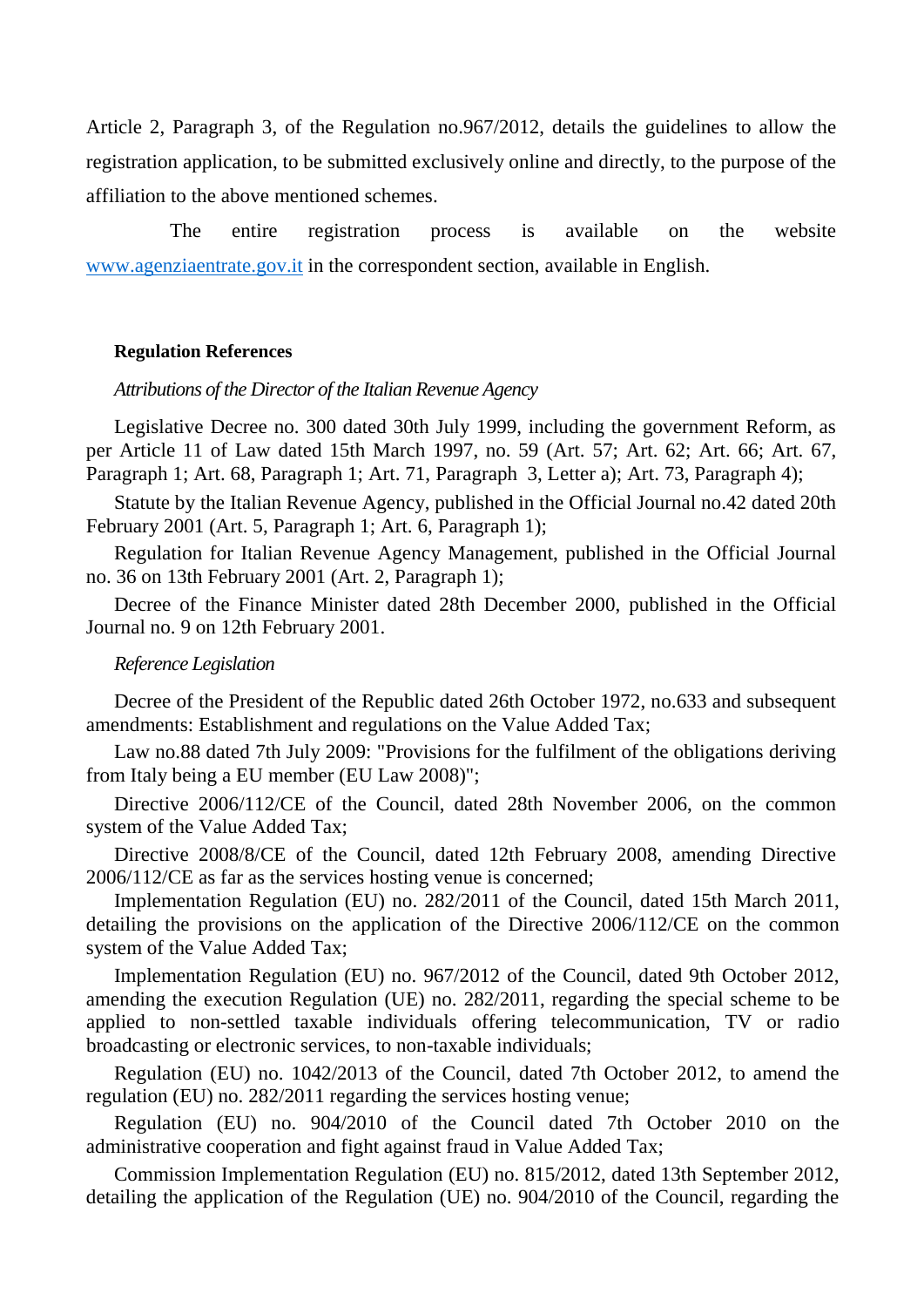Article 2, Paragraph 3, of the Regulation no.967/2012, details the guidelines to allow the registration application, to be submitted exclusively online and directly, to the purpose of the affiliation to the above mentioned schemes.

The entire registration process is available on the website [www.agenziaentrate.gov.it](http://www.agenziaentrate.gov.it) in the correspondent section, available in English.

**Regulation References**

*Attributions of the Director of the Italian Revenue Agency*

Legislative Decree no. 300 dated 30th July 1999, including the government Reform, as per Article 11 of Law dated 15th March 1997, no. 59 (Art. 57; Art. 62; Art. 66; Art. 67, Paragraph 1; Art. 68, Paragraph 1; Art. 71, Paragraph 3, Letter a); Art. 73, Paragraph 4);

Statute by the Italian Revenue Agency, published in the Official Journal no.42 dated 20th February 2001 (Art. 5, Paragraph 1; Art. 6, Paragraph 1);

Regulation for Italian Revenue Agency Management, published in the Official Journal no. 36 on 13th February 2001 (Art. 2, Paragraph 1);

Decree of the Finance Minister dated 28th December 2000, published in the Official Journal no. 9 on 12th February 2001.

*Reference Legislation*

Decree of the President of the Republic dated 26th October 1972, no.633 and subsequent amendments: Establishment and regulations on the Value Added Tax;

Law no.88 dated 7th July 2009: "Provisions for the fulfilment of the obligations deriving from Italy being a EU member (EU Law 2008)";

Directive 2006/112/CE of the Council, dated 28th November 2006, on the common system of the Value Added Tax;

Directive 2008/8/CE of the Council, dated 12th February 2008, amending Directive 2006/112/CE as far as the services hosting venue is concerned;

Implementation Regulation (EU) no. 282/2011 of the Council, dated 15th March 2011, detailing the provisions on the application of the Directive 2006/112/CE on the common system of the Value Added Tax;

Implementation Regulation (EU) no. 967/2012 of the Council, dated 9th October 2012, amending the execution Regulation (UE) no. 282/2011, regarding the special scheme to be applied to non-settled taxable individuals offering telecommunication, TV or radio broadcasting or electronic services, to non-taxable individuals;

Regulation (EU) no. 1042/2013 of the Council, dated 7th October 2012, to amend the regulation (EU) no. 282/2011 regarding the services hosting venue;

Regulation (EU) no. 904/2010 of the Council dated 7th October 2010 on the administrative cooperation and fight against fraud in Value Added Tax;

Commission Implementation Regulation (EU) no. 815/2012, dated 13th September 2012, detailing the application of the Regulation (UE) no. 904/2010 of the Council, regarding the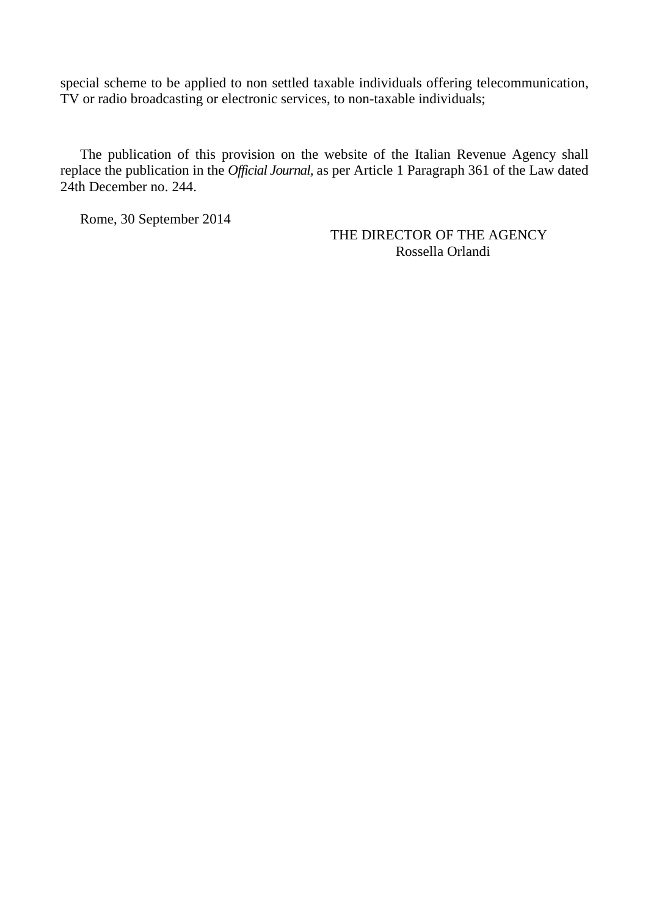special scheme to be applied to non settled taxable individuals offering telecommunication, TV or radio broadcasting or electronic services, to non-taxable individuals;

The publication of this provision on the website of the Italian Revenue Agency shall replace the publication in the *Official Journal,* as per Article 1 Paragraph 361 of the Law dated 24th December no. 244.

Rome, 30 September 2014

THE DIRECTOR OF THE AGENCY
Rossella Orlandi